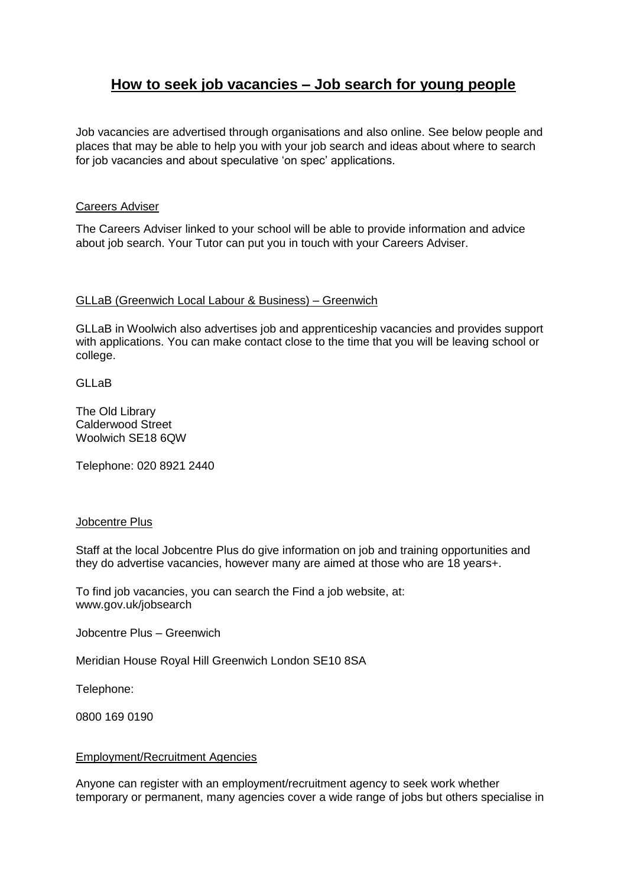# How to seek job vacancies – Job search for young people

Job vacancies are advertised through organisations and also online. See below people and places that may be able to help you with your job search and ideas about where to search for job vacancies and about speculative 'on spec' applications.

## Careers Adviser

The Careers Adviser linked to your school will be able to provide information and advice about job search. Your Tutor can put you in touch with your Careers Adviser.

## GLLaB (Greenwich Local Labour & Business) – Greenwich

GLLaB in Woolwich also advertises job and apprenticeship vacancies and provides support with applications. You can make contact close to the time that you will be leaving school or college.

GLLaB

The Old Library
Calderwood Street
Woolwich SE18 6QW

Telephone: 020 8921 2440

## Jobcentre Plus

Staff at the local Jobcentre Plus do give information on job and training opportunities and they do advertise vacancies, however many are aimed at those who are 18 years+.

To find job vacancies, you can search the Find a job website, at: www.gov.uk/jobsearch

Jobcentre Plus – Greenwich

Meridian House Royal Hill Greenwich London SE10 8SA

Telephone:

0800 169 0190

## Employment/Recruitment Agencies

Anyone can register with an employment/recruitment agency to seek work whether temporary or permanent, many agencies cover a wide range of jobs but others specialise in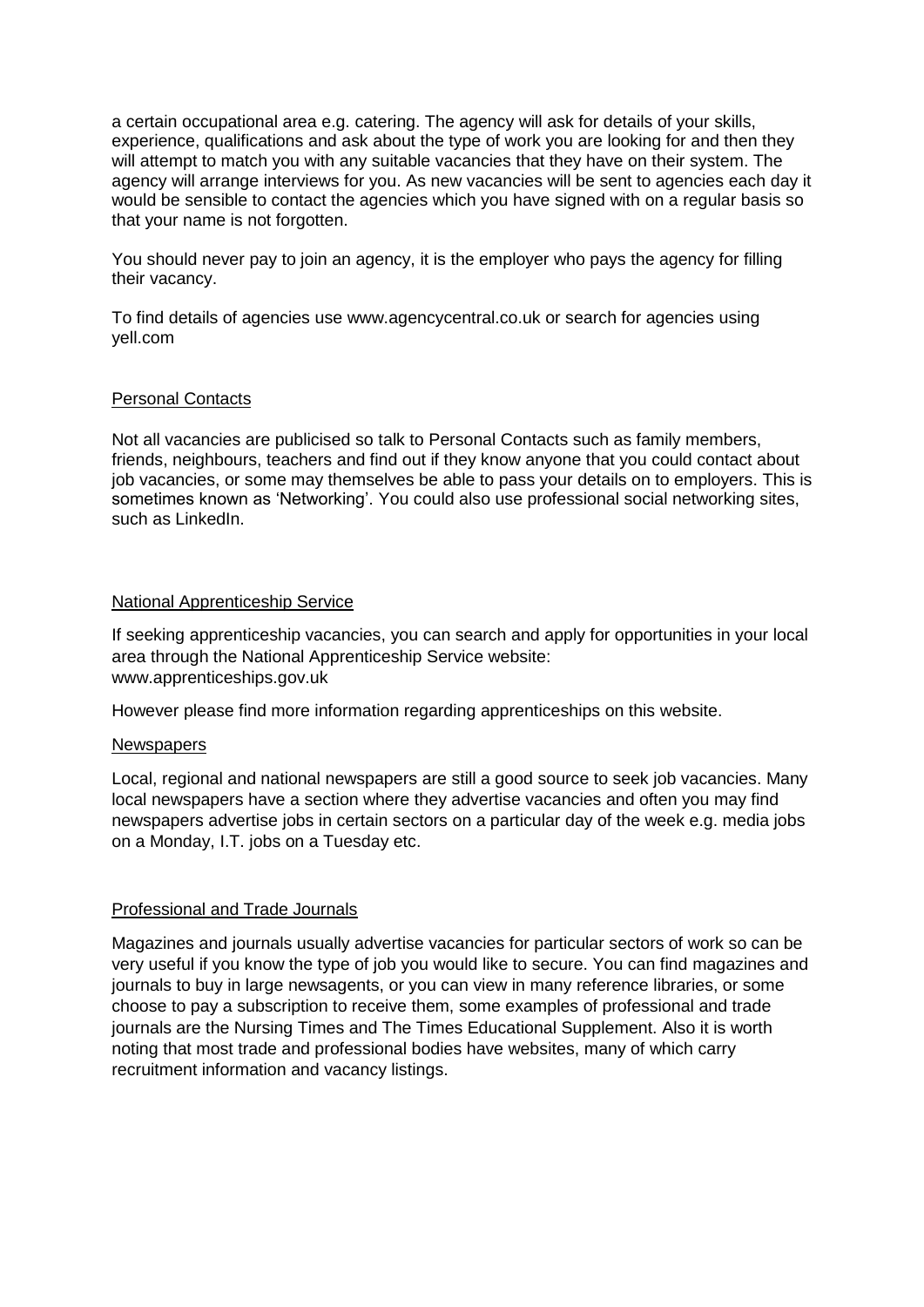a certain occupational area e.g. catering. The agency will ask for details of your skills, experience, qualifications and ask about the type of work you are looking for and then they will attempt to match you with any suitable vacancies that they have on their system. The agency will arrange interviews for you. As new vacancies will be sent to agencies each day it would be sensible to contact the agencies which you have signed with on a regular basis so that your name is not forgotten.

You should never pay to join an agency, it is the employer who pays the agency for filling their vacancy.

To find details of agencies use www.agencycentral.co.uk or search for agencies using yell.com

## Personal Contacts

Not all vacancies are publicised so talk to Personal Contacts such as family members, friends, neighbours, teachers and find out if they know anyone that you could contact about job vacancies, or some may themselves be able to pass your details on to employers. This is sometimes known as 'Networking'. You could also use professional social networking sites, such as LinkedIn.

## National Apprenticeship Service

If seeking apprenticeship vacancies, you can search and apply for opportunities in your local area through the National Apprenticeship Service website:
www.apprenticeships.gov.uk

However please find more information regarding apprenticeships on this website.

## Newspapers

Local, regional and national newspapers are still a good source to seek job vacancies. Many local newspapers have a section where they advertise vacancies and often you may find newspapers advertise jobs in certain sectors on a particular day of the week e.g. media jobs on a Monday, I.T. jobs on a Tuesday etc.

## Professional and Trade Journals

Magazines and journals usually advertise vacancies for particular sectors of work so can be very useful if you know the type of job you would like to secure. You can find magazines and journals to buy in large newsagents, or you can view in many reference libraries, or some choose to pay a subscription to receive them, some examples of professional and trade journals are the Nursing Times and The Times Educational Supplement. Also it is worth noting that most trade and professional bodies have websites, many of which carry recruitment information and vacancy listings.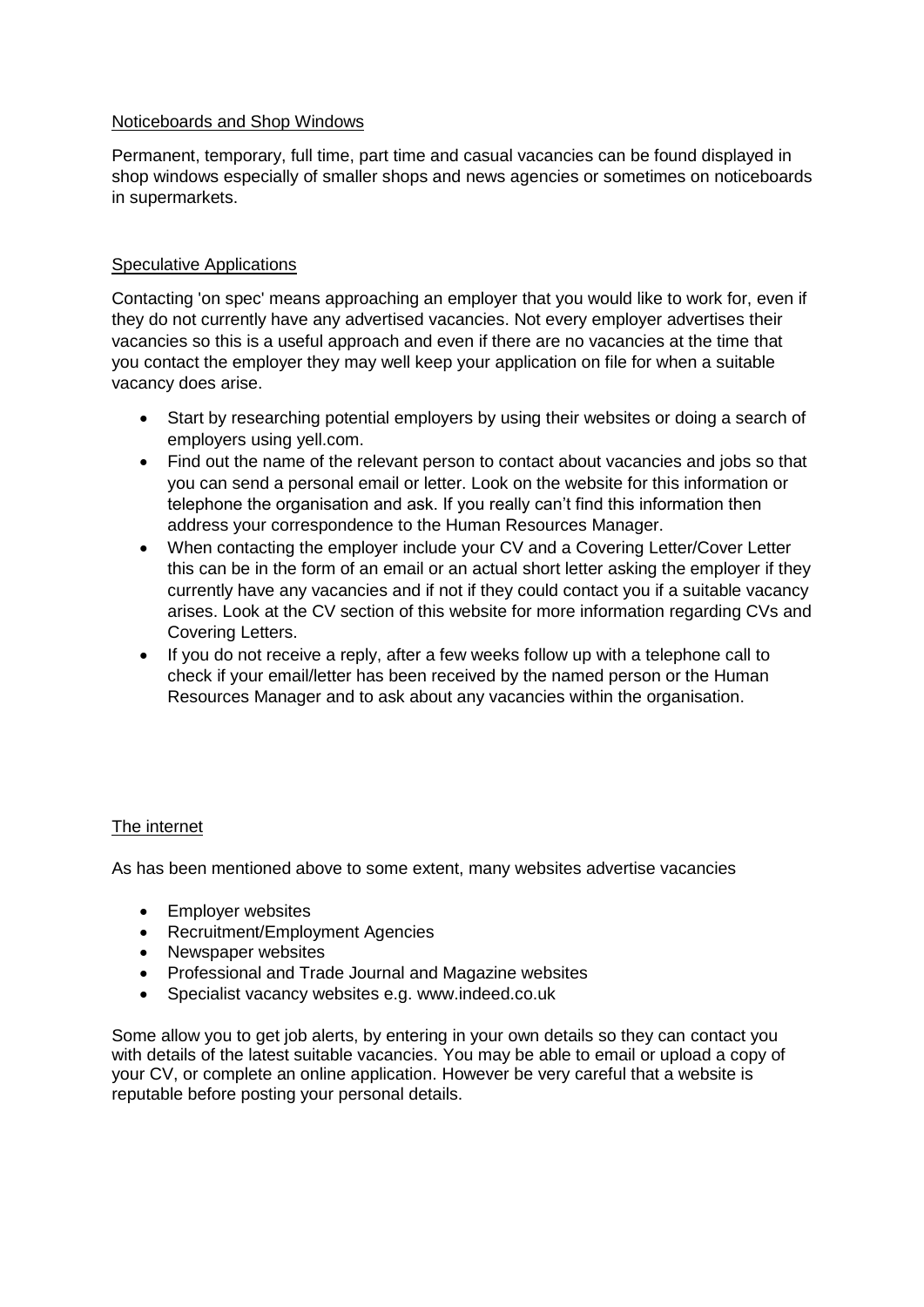## Noticeboards and Shop Windows

Permanent, temporary, full time, part time and casual vacancies can be found displayed in shop windows especially of smaller shops and news agencies or sometimes on noticeboards in supermarkets.

## Speculative Applications

Contacting 'on spec' means approaching an employer that you would like to work for, even if they do not currently have any advertised vacancies. Not every employer advertises their vacancies so this is a useful approach and even if there are no vacancies at the time that you contact the employer they may well keep your application on file for when a suitable vacancy does arise.

- Start by researching potential employers by using their websites or doing a search of employers using yell.com.
- Find out the name of the relevant person to contact about vacancies and jobs so that you can send a personal email or letter. Look on the website for this information or telephone the organisation and ask. If you really can't find this information then address your correspondence to the Human Resources Manager.
- When contacting the employer include your CV and a Covering Letter/Cover Letter this can be in the form of an email or an actual short letter asking the employer if they currently have any vacancies and if not if they could contact you if a suitable vacancy arises. Look at the CV section of this website for more information regarding CVs and Covering Letters.
- If you do not receive a reply, after a few weeks follow up with a telephone call to check if your email/letter has been received by the named person or the Human Resources Manager and to ask about any vacancies within the organisation.

## The internet

As has been mentioned above to some extent, many websites advertise vacancies

- Employer websites
- Recruitment/Employment Agencies
- Newspaper websites
- Professional and Trade Journal and Magazine websites
- Specialist vacancy websites e.g. www.indeed.co.uk

Some allow you to get job alerts, by entering in your own details so they can contact you with details of the latest suitable vacancies. You may be able to email or upload a copy of your CV, or complete an online application. However be very careful that a website is reputable before posting your personal details.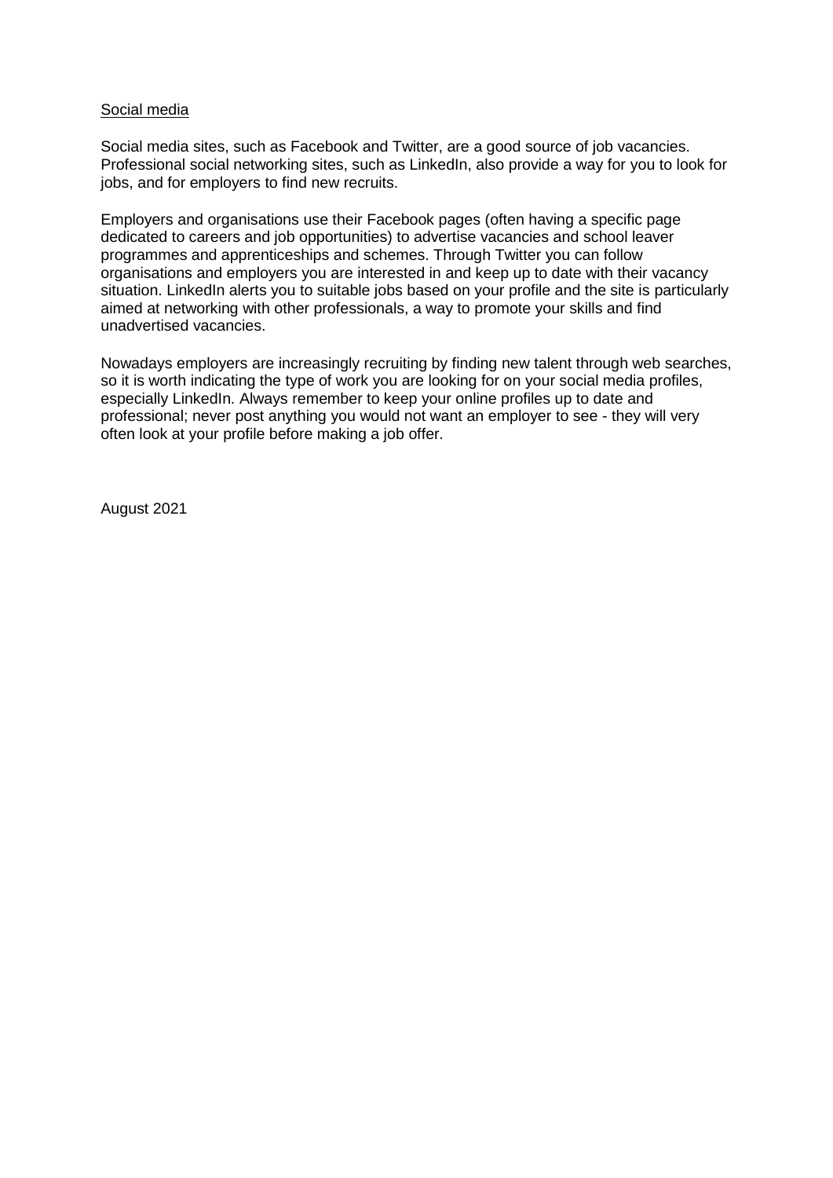## Social media

Social media sites, such as Facebook and Twitter, are a good source of job vacancies. Professional social networking sites, such as LinkedIn, also provide a way for you to look for jobs, and for employers to find new recruits.

Employers and organisations use their Facebook pages (often having a specific page dedicated to careers and job opportunities) to advertise vacancies and school leaver programmes and apprenticeships and schemes. Through Twitter you can follow organisations and employers you are interested in and keep up to date with their vacancy situation. LinkedIn alerts you to suitable jobs based on your profile and the site is particularly aimed at networking with other professionals, a way to promote your skills and find unadvertised vacancies.

Nowadays employers are increasingly recruiting by finding new talent through web searches, so it is worth indicating the type of work you are looking for on your social media profiles, especially LinkedIn. Always remember to keep your online profiles up to date and professional; never post anything you would not want an employer to see - they will very often look at your profile before making a job offer.

August 2021